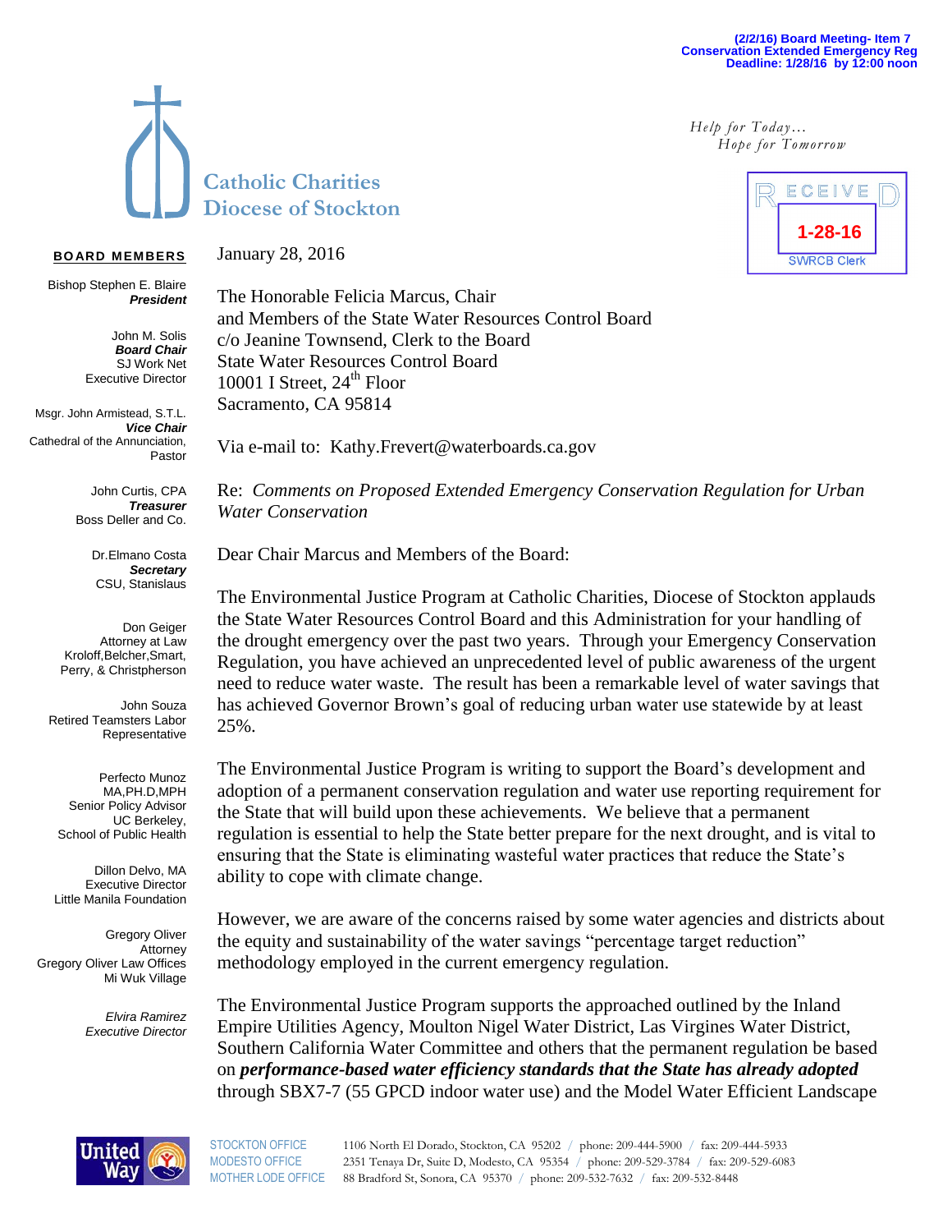**(2/2/16) Board Meeting- Item 7**
**Conservation Extended Emergency Reg**
**Deadline: 1/28/16 by 12:00 noon**

## Catholic Charities
## Diocese of Stockton

*Help for Today…*
*Hope for Tomorrow*

RECEIVED
1-28-16
SWRCB Clerk

**BOARD MEMBERS**

Bishop Stephen E. Blaire
***President***

John M. Solis
***Board Chair***
SJ Work Net
Executive Director

Msgr. John Armistead, S.T.L.
***Vice Chair***
Cathedral of the Annunciation,
Pastor

John Curtis, CPA
***Treasurer***
Boss Deller and Co.

Dr.Elmano Costa
***Secretary***
CSU, Stanislaus

Don Geiger
Attorney at Law
Kroloff,Belcher,Smart,
Perry, & Christpherson

John Souza
Retired Teamsters Labor
Representative

Perfecto Munoz
MA,PH.D,MPH
Senior Policy Advisor
UC Berkeley,
School of Public Health

Dillon Delvo, MA
Executive Director
Little Manila Foundation

Gregory Oliver
Attorney
Gregory Oliver Law Offices
Mi Wuk Village

*Elvira Ramirez*
*Executive Director*

January 28, 2016

The Honorable Felicia Marcus, Chair
and Members of the State Water Resources Control Board
c/o Jeanine Townsend, Clerk to the Board
State Water Resources Control Board
10001 I Street, 24th Floor
Sacramento, CA 95814

Via e-mail to: Kathy.Frevert@waterboards.ca.gov

Re: *Comments on Proposed Extended Emergency Conservation Regulation for Urban Water Conservation*

Dear Chair Marcus and Members of the Board:

The Environmental Justice Program at Catholic Charities, Diocese of Stockton applauds the State Water Resources Control Board and this Administration for your handling of the drought emergency over the past two years. Through your Emergency Conservation Regulation, you have achieved an unprecedented level of public awareness of the urgent need to reduce water waste. The result has been a remarkable level of water savings that has achieved Governor Brown's goal of reducing urban water use statewide by at least 25%.

The Environmental Justice Program is writing to support the Board's development and adoption of a permanent conservation regulation and water use reporting requirement for the State that will build upon these achievements. We believe that a permanent regulation is essential to help the State better prepare for the next drought, and is vital to ensuring that the State is eliminating wasteful water practices that reduce the State's ability to cope with climate change.

However, we are aware of the concerns raised by some water agencies and districts about the equity and sustainability of the water savings "percentage target reduction" methodology employed in the current emergency regulation.

The Environmental Justice Program supports the approached outlined by the Inland Empire Utilities Agency, Moulton Nigel Water District, Las Virgines Water District, Southern California Water Committee and others that the permanent regulation be based on ***performance-based water efficiency standards that the State has already adopted*** through SBX7-7 (55 GPCD indoor water use) and the Model Water Efficient Landscape

STOCKTON OFFICE 1106 North El Dorado, Stockton, CA 95202 / phone: 209-444-5900 / fax: 209-444-5933
MODESTO OFFICE 2351 Tenaya Dr, Suite D, Modesto, CA 95354 / phone: 209-529-3784 / fax: 209-529-6083
MOTHER LODE OFFICE 88 Bradford St, Sonora, CA 95370 / phone: 209-532-7632 / fax: 209-532-8448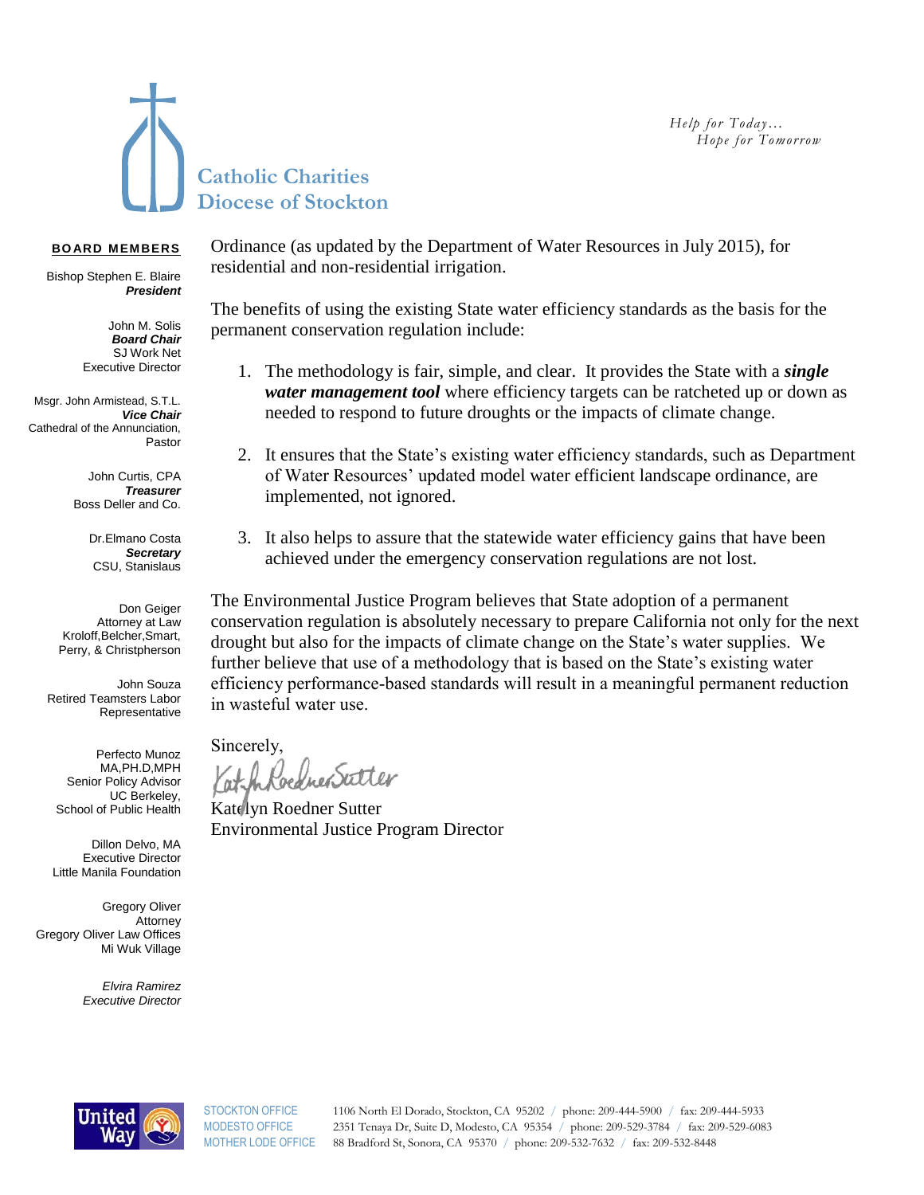Catholic Charities
Diocese of Stockton

*Help for Today…*
*Hope for Tomorrow*

**BOARD MEMBERS**

Bishop Stephen E. Blaire
***President***

John M. Solis
***Board Chair***
SJ Work Net
Executive Director

Msgr. John Armistead, S.T.L.
***Vice Chair***
Cathedral of the Annunciation,
Pastor

John Curtis, CPA
***Treasurer***
Boss Deller and Co.

Dr.Elmano Costa
***Secretary***
CSU, Stanislaus

Don Geiger
Attorney at Law
Kroloff,Belcher,Smart,
Perry, & Christpherson

John Souza
Retired Teamsters Labor
Representative

Perfecto Munoz
MA,PH.D,MPH
Senior Policy Advisor
UC Berkeley,
School of Public Health

Dillon Delvo, MA
Executive Director
Little Manila Foundation

Gregory Oliver
Attorney
Gregory Oliver Law Offices
Mi Wuk Village

*Elvira Ramirez*
*Executive Director*

Ordinance (as updated by the Department of Water Resources in July 2015), for residential and non-residential irrigation.

The benefits of using the existing State water efficiency standards as the basis for the permanent conservation regulation include:

1. The methodology is fair, simple, and clear. It provides the State with a ***single water management tool*** where efficiency targets can be ratcheted up or down as needed to respond to future droughts or the impacts of climate change.

2. It ensures that the State's existing water efficiency standards, such as Department of Water Resources' updated model water efficient landscape ordinance, are implemented, not ignored.

3. It also helps to assure that the statewide water efficiency gains that have been achieved under the emergency conservation regulations are not lost.

The Environmental Justice Program believes that State adoption of a permanent conservation regulation is absolutely necessary to prepare California not only for the next drought but also for the impacts of climate change on the State's water supplies. We further believe that use of a methodology that is based on the State's existing water efficiency performance-based standards will result in a meaningful permanent reduction in wasteful water use.

Sincerely,

Katelyn Roedner Sutter
Environmental Justice Program Director

STOCKTON OFFICE 1106 North El Dorado, Stockton, CA 95202 / phone: 209-444-5900 / fax: 209-444-5933
MODESTO OFFICE 2351 Tenaya Dr, Suite D, Modesto, CA 95354 / phone: 209-529-3784 / fax: 209-529-6083
MOTHER LODE OFFICE 88 Bradford St, Sonora, CA 95370 / phone: 209-532-7632 / fax: 209-532-8448